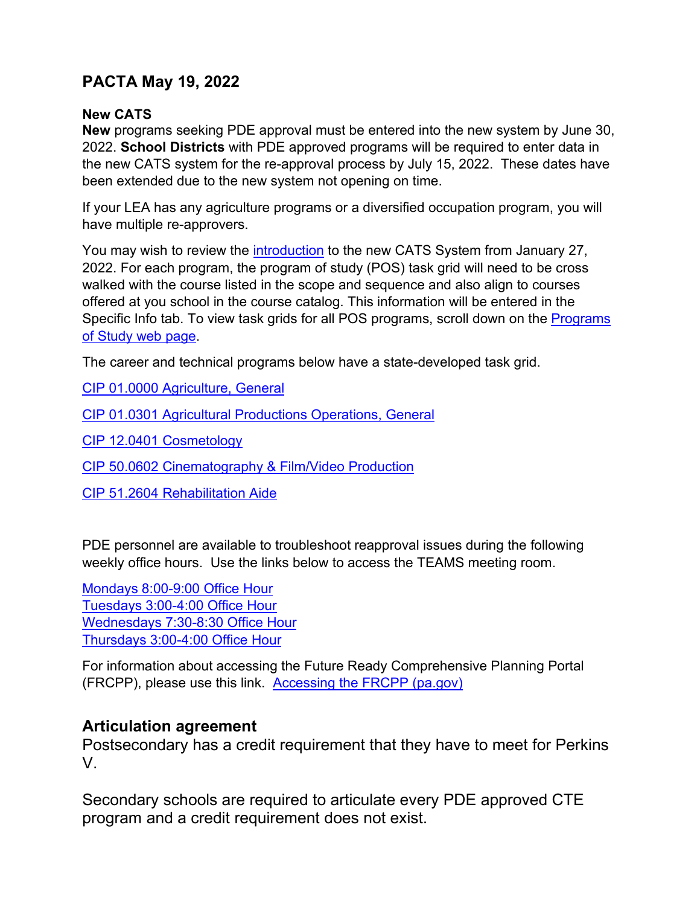## PACTA May 19, 2022

**New CATS**

**New** programs seeking PDE approval must be entered into the new system by June 30, 2022. **School Districts** with PDE approved programs will be required to enter data in the new CATS system for the re-approval process by July 15, 2022. These dates have been extended due to the new system not opening on time.

If your LEA has any agriculture programs or a diversified occupation program, you will have multiple re-approvers.

You may wish to review the introduction to the new CATS System from January 27, 2022. For each program, the program of study (POS) task grid will need to be cross walked with the course listed in the scope and sequence and also align to courses offered at you school in the course catalog. This information will be entered in the Specific Info tab. To view task grids for all POS programs, scroll down on the Programs of Study web page.

The career and technical programs below have a state-developed task grid.

CIP 01.0000 Agriculture, General

CIP 01.0301 Agricultural Productions Operations, General

CIP 12.0401 Cosmetology

CIP 50.0602 Cinematography & Film/Video Production

CIP 51.2604 Rehabilitation Aide

PDE personnel are available to troubleshoot reapproval issues during the following weekly office hours. Use the links below to access the TEAMS meeting room.

Mondays 8:00-9:00 Office Hour
Tuesdays 3:00-4:00 Office Hour
Wednesdays 7:30-8:30 Office Hour
Thursdays 3:00-4:00 Office Hour

For information about accessing the Future Ready Comprehensive Planning Portal (FRCPP), please use this link. Accessing the FRCPP (pa.gov)

## Articulation agreement

Postsecondary has a credit requirement that they have to meet for Perkins V.

Secondary schools are required to articulate every PDE approved CTE program and a credit requirement does not exist.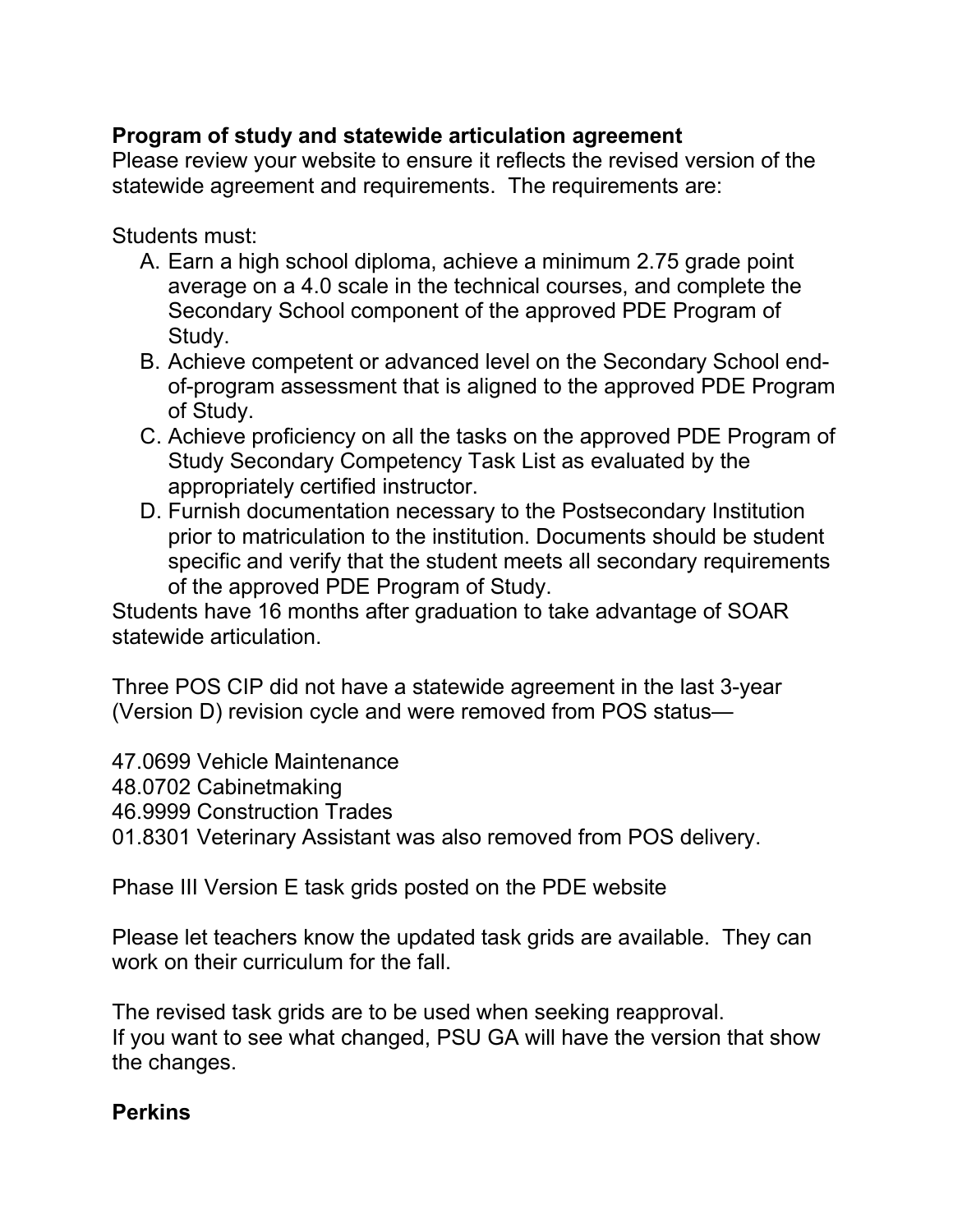**Program of study and statewide articulation agreement**

Please review your website to ensure it reflects the revised version of the statewide agreement and requirements. The requirements are:

Students must:

A. Earn a high school diploma, achieve a minimum 2.75 grade point average on a 4.0 scale in the technical courses, and complete the Secondary School component of the approved PDE Program of Study.
B. Achieve competent or advanced level on the Secondary School end-of-program assessment that is aligned to the approved PDE Program of Study.
C. Achieve proficiency on all the tasks on the approved PDE Program of Study Secondary Competency Task List as evaluated by the appropriately certified instructor.
D. Furnish documentation necessary to the Postsecondary Institution prior to matriculation to the institution. Documents should be student specific and verify that the student meets all secondary requirements of the approved PDE Program of Study.

Students have 16 months after graduation to take advantage of SOAR statewide articulation.

Three POS CIP did not have a statewide agreement in the last 3-year (Version D) revision cycle and were removed from POS status—

47.0699 Vehicle Maintenance
48.0702 Cabinetmaking
46.9999 Construction Trades
01.8301 Veterinary Assistant was also removed from POS delivery.

Phase III Version E task grids posted on the PDE website

Please let teachers know the updated task grids are available. They can work on their curriculum for the fall.

The revised task grids are to be used when seeking reapproval.
If you want to see what changed, PSU GA will have the version that show the changes.

**Perkins**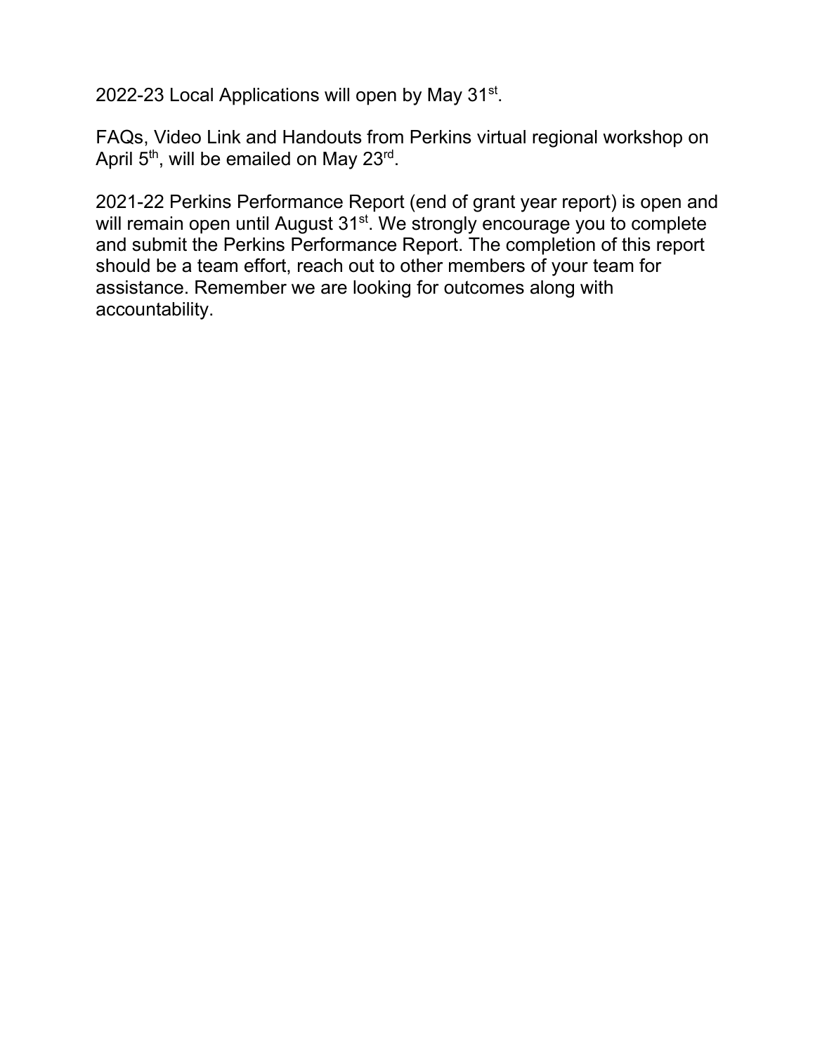2022-23 Local Applications will open by May 31st.

FAQs, Video Link and Handouts from Perkins virtual regional workshop on April 5th, will be emailed on May 23rd.

2021-22 Perkins Performance Report (end of grant year report) is open and will remain open until August 31st. We strongly encourage you to complete and submit the Perkins Performance Report. The completion of this report should be a team effort, reach out to other members of your team for assistance. Remember we are looking for outcomes along with accountability.